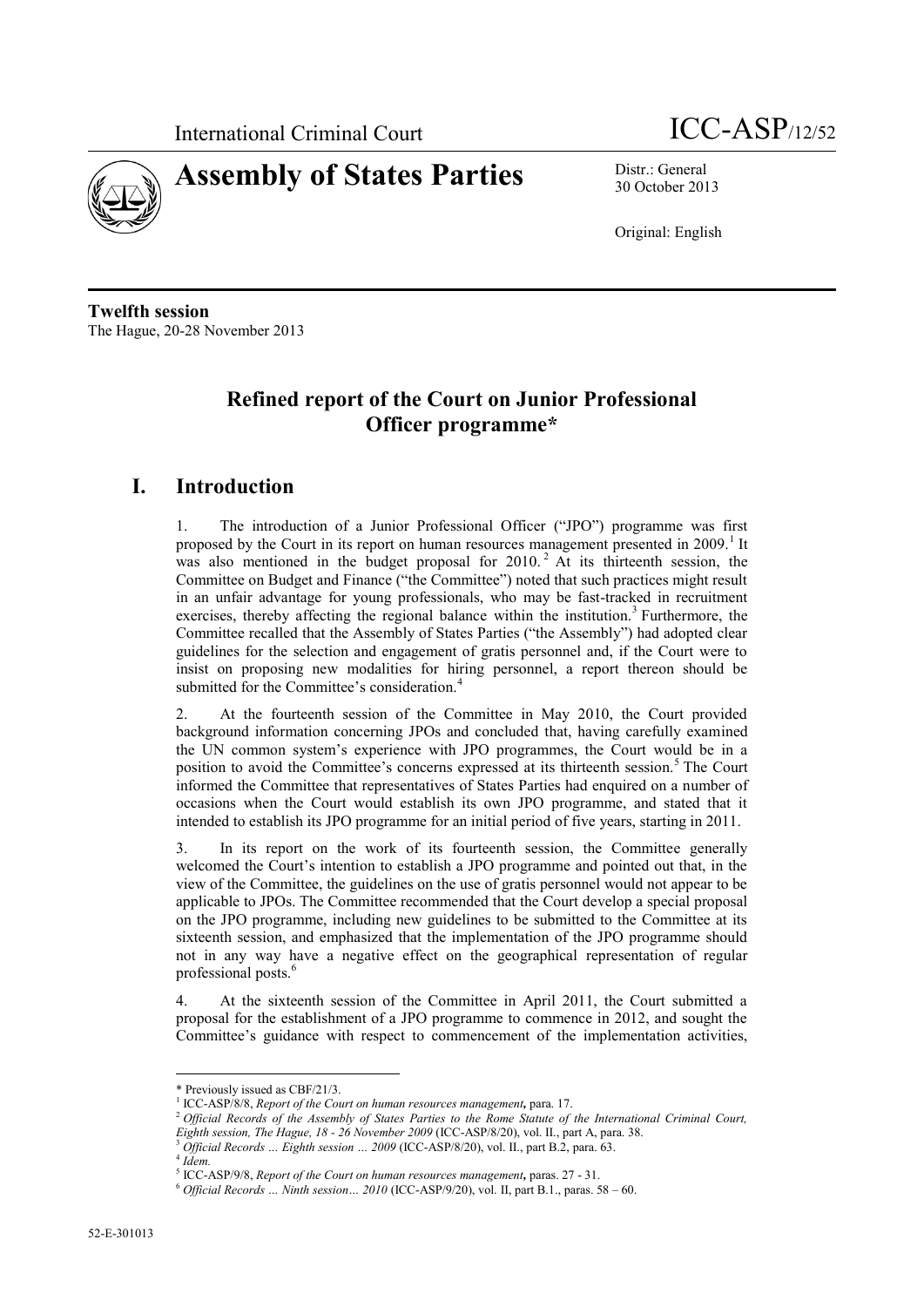International Criminal Court ICC-ASP/12/52

# Assembly of States Parties

Distr.: General
30 October 2013

Original: English

**Twelfth session**
The Hague, 20-28 November 2013

## Refined report of the Court on Junior Professional Officer programme*

## I. Introduction

1. The introduction of a Junior Professional Officer ("JPO") programme was first proposed by the Court in its report on human resources management presented in 2009.[1] It was also mentioned in the budget proposal for 2010.[2] At its thirteenth session, the Committee on Budget and Finance ("the Committee") noted that such practices might result in an unfair advantage for young professionals, who may be fast-tracked in recruitment exercises, thereby affecting the regional balance within the institution.[3] Furthermore, the Committee recalled that the Assembly of States Parties ("the Assembly") had adopted clear guidelines for the selection and engagement of gratis personnel and, if the Court were to insist on proposing new modalities for hiring personnel, a report thereon should be submitted for the Committee's consideration.[4]

2. At the fourteenth session of the Committee in May 2010, the Court provided background information concerning JPOs and concluded that, having carefully examined the UN common system's experience with JPO programmes, the Court would be in a position to avoid the Committee's concerns expressed at its thirteenth session.[5] The Court informed the Committee that representatives of States Parties had enquired on a number of occasions when the Court would establish its own JPO programme, and stated that it intended to establish its JPO programme for an initial period of five years, starting in 2011.

3. In its report on the work of its fourteenth session, the Committee generally welcomed the Court's intention to establish a JPO programme and pointed out that, in the view of the Committee, the guidelines on the use of gratis personnel would not appear to be applicable to JPOs. The Committee recommended that the Court develop a special proposal on the JPO programme, including new guidelines to be submitted to the Committee at its sixteenth session, and emphasized that the implementation of the JPO programme should not in any way have a negative effect on the geographical representation of regular professional posts.[6]

4. At the sixteenth session of the Committee in April 2011, the Court submitted a proposal for the establishment of a JPO programme to commence in 2012, and sought the Committee's guidance with respect to commencement of the implementation activities,

---

\* Previously issued as CBF/21/3.

[1] ICC-ASP/8/8, *Report of the Court on human resources management***,** para. 17.

[2] *Official Records of the Assembly of States Parties to the Rome Statute of the International Criminal Court, Eighth session, The Hague, 18 - 26 November 2009* (ICC-ASP/8/20), vol. II., part A, para. 38.

[3] *Official Records … Eighth session … 2009* (ICC-ASP/8/20), vol. II., part B.2, para. 63.

[4] *Idem.*

[5] ICC-ASP/9/8, *Report of the Court on human resources management***,** paras. 27 - 31.

[6] *Official Records … Ninth session… 2010* (ICC-ASP/9/20), vol. II, part B.1., paras. 58 – 60.

52-E-301013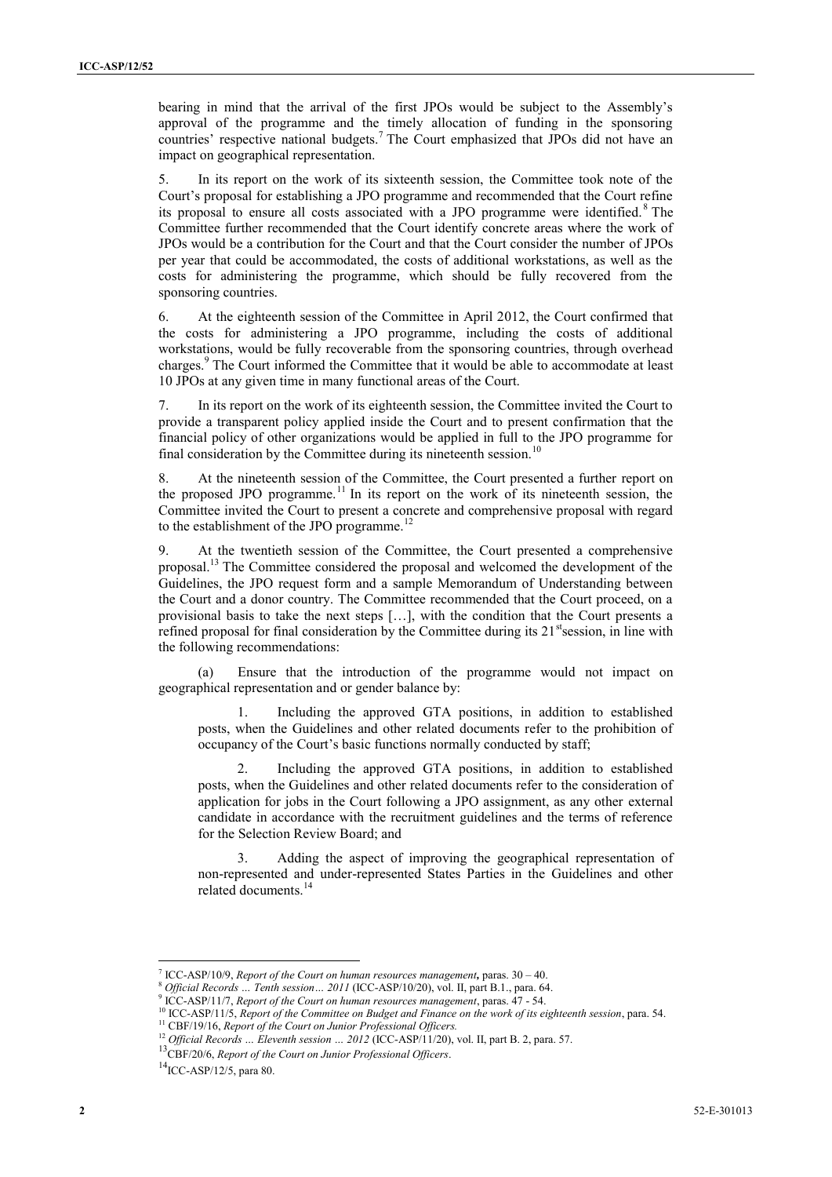bearing in mind that the arrival of the first JPOs would be subject to the Assembly's approval of the programme and the timely allocation of funding in the sponsoring countries' respective national budgets.[7] The Court emphasized that JPOs did not have an impact on geographical representation.

5. In its report on the work of its sixteenth session, the Committee took note of the Court's proposal for establishing a JPO programme and recommended that the Court refine its proposal to ensure all costs associated with a JPO programme were identified.[8] The Committee further recommended that the Court identify concrete areas where the work of JPOs would be a contribution for the Court and that the Court consider the number of JPOs per year that could be accommodated, the costs of additional workstations, as well as the costs for administering the programme, which should be fully recovered from the sponsoring countries.

6. At the eighteenth session of the Committee in April 2012, the Court confirmed that the costs for administering a JPO programme, including the costs of additional workstations, would be fully recoverable from the sponsoring countries, through overhead charges.[9] The Court informed the Committee that it would be able to accommodate at least 10 JPOs at any given time in many functional areas of the Court.

7. In its report on the work of its eighteenth session, the Committee invited the Court to provide a transparent policy applied inside the Court and to present confirmation that the financial policy of other organizations would be applied in full to the JPO programme for final consideration by the Committee during its nineteenth session.[10]

8. At the nineteenth session of the Committee, the Court presented a further report on the proposed JPO programme.[11] In its report on the work of its nineteenth session, the Committee invited the Court to present a concrete and comprehensive proposal with regard to the establishment of the JPO programme.[12]

9. At the twentieth session of the Committee, the Court presented a comprehensive proposal.[13] The Committee considered the proposal and welcomed the development of the Guidelines, the JPO request form and a sample Memorandum of Understanding between the Court and a donor country. The Committee recommended that the Court proceed, on a provisional basis to take the next steps […], with the condition that the Court presents a refined proposal for final consideration by the Committee during its 21st session, in line with the following recommendations:

(a) Ensure that the introduction of the programme would not impact on geographical representation and or gender balance by:

1. Including the approved GTA positions, in addition to established posts, when the Guidelines and other related documents refer to the prohibition of occupancy of the Court's basic functions normally conducted by staff;

2. Including the approved GTA positions, in addition to established posts, when the Guidelines and other related documents refer to the consideration of application for jobs in the Court following a JPO assignment, as any other external candidate in accordance with the recruitment guidelines and the terms of reference for the Selection Review Board; and

3. Adding the aspect of improving the geographical representation of non-represented and under-represented States Parties in the Guidelines and other related documents.[14]

---

[7] ICC-ASP/10/9, *Report of the Court on human resources management*, paras. 30 – 40.

[8] *Official Records … Tenth session… 2011* (ICC-ASP/10/20), vol. II, part B.1., para. 64.

[9] ICC-ASP/11/7, *Report of the Court on human resources management*, paras. 47 - 54.

[10] ICC-ASP/11/5, *Report of the Committee on Budget and Finance on the work of its eighteenth session*, para. 54.

[11] CBF/19/16, *Report of the Court on Junior Professional Officers.*

[12] *Official Records … Eleventh session … 2012* (ICC-ASP/11/20), vol. II, part B. 2, para. 57.

[13] CBF/20/6, *Report of the Court on Junior Professional Officers*.

[14] ICC-ASP/12/5, para 80.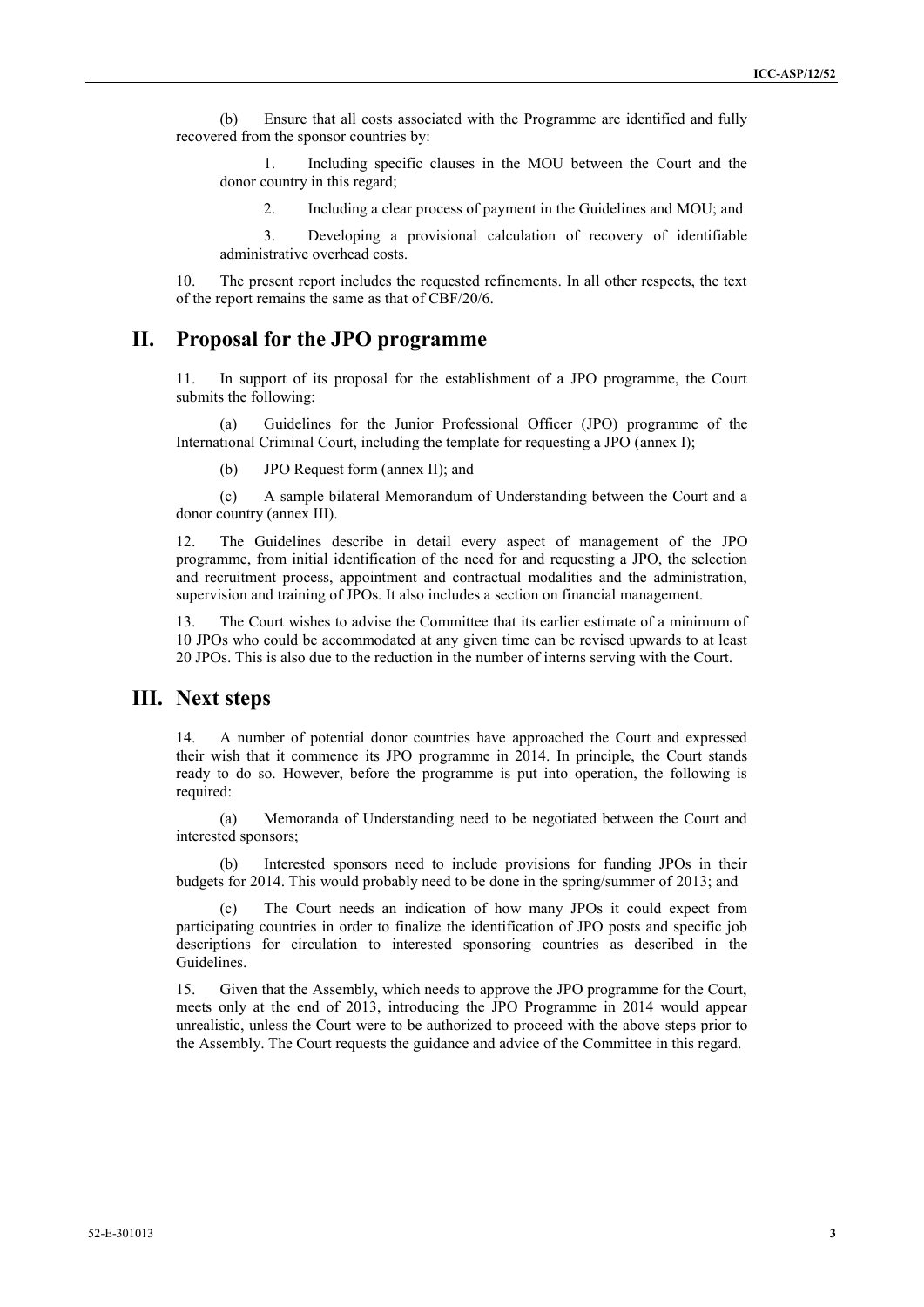(b) Ensure that all costs associated with the Programme are identified and fully recovered from the sponsor countries by:

1. Including specific clauses in the MOU between the Court and the donor country in this regard;

2. Including a clear process of payment in the Guidelines and MOU; and

3. Developing a provisional calculation of recovery of identifiable administrative overhead costs.

10. The present report includes the requested refinements. In all other respects, the text of the report remains the same as that of CBF/20/6.

# II. Proposal for the JPO programme

11. In support of its proposal for the establishment of a JPO programme, the Court submits the following:

(a) Guidelines for the Junior Professional Officer (JPO) programme of the International Criminal Court, including the template for requesting a JPO (annex I);

(b) JPO Request form (annex II); and

(c) A sample bilateral Memorandum of Understanding between the Court and a donor country (annex III).

12. The Guidelines describe in detail every aspect of management of the JPO programme, from initial identification of the need for and requesting a JPO, the selection and recruitment process, appointment and contractual modalities and the administration, supervision and training of JPOs. It also includes a section on financial management.

13. The Court wishes to advise the Committee that its earlier estimate of a minimum of 10 JPOs who could be accommodated at any given time can be revised upwards to at least 20 JPOs. This is also due to the reduction in the number of interns serving with the Court.

# III. Next steps

14. A number of potential donor countries have approached the Court and expressed their wish that it commence its JPO programme in 2014. In principle, the Court stands ready to do so. However, before the programme is put into operation, the following is required:

(a) Memoranda of Understanding need to be negotiated between the Court and interested sponsors;

(b) Interested sponsors need to include provisions for funding JPOs in their budgets for 2014. This would probably need to be done in the spring/summer of 2013; and

(c) The Court needs an indication of how many JPOs it could expect from participating countries in order to finalize the identification of JPO posts and specific job descriptions for circulation to interested sponsoring countries as described in the Guidelines.

15. Given that the Assembly, which needs to approve the JPO programme for the Court, meets only at the end of 2013, introducing the JPO Programme in 2014 would appear unrealistic, unless the Court were to be authorized to proceed with the above steps prior to the Assembly. The Court requests the guidance and advice of the Committee in this regard.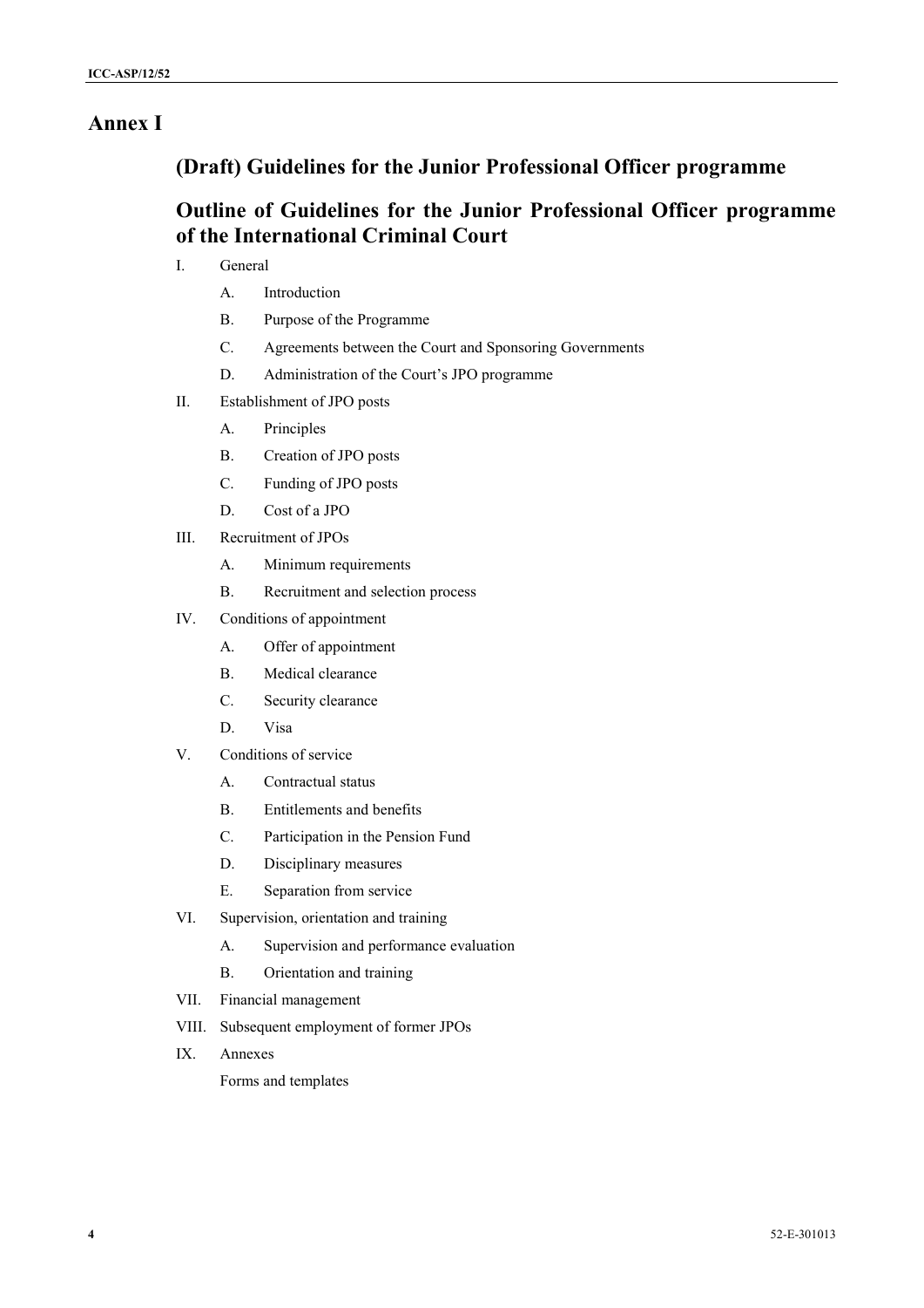# Annex I

## (Draft) Guidelines for the Junior Professional Officer programme

## Outline of Guidelines for the Junior Professional Officer programme of the International Criminal Court

I. General

- A. Introduction
- B. Purpose of the Programme
- C. Agreements between the Court and Sponsoring Governments
- D. Administration of the Court's JPO programme

II. Establishment of JPO posts

- A. Principles
- B. Creation of JPO posts
- C. Funding of JPO posts
- D. Cost of a JPO

III. Recruitment of JPOs

- A. Minimum requirements
- B. Recruitment and selection process

IV. Conditions of appointment

- A. Offer of appointment
- B. Medical clearance
- C. Security clearance
- D. Visa

V. Conditions of service

- A. Contractual status
- B. Entitlements and benefits
- C. Participation in the Pension Fund
- D. Disciplinary measures
- E. Separation from service

VI. Supervision, orientation and training

- A. Supervision and performance evaluation
- B. Orientation and training

VII. Financial management

VIII. Subsequent employment of former JPOs

IX. Annexes

Forms and templates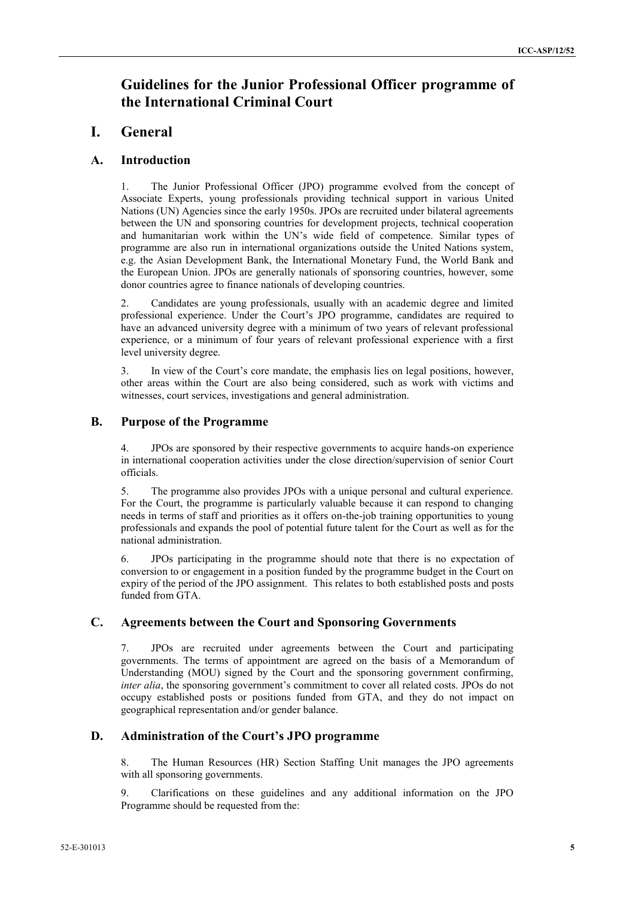# Guidelines for the Junior Professional Officer programme of the International Criminal Court

## I. General

### A. Introduction

1. The Junior Professional Officer (JPO) programme evolved from the concept of Associate Experts, young professionals providing technical support in various United Nations (UN) Agencies since the early 1950s. JPOs are recruited under bilateral agreements between the UN and sponsoring countries for development projects, technical cooperation and humanitarian work within the UN's wide field of competence. Similar types of programme are also run in international organizations outside the United Nations system, e.g. the Asian Development Bank, the International Monetary Fund, the World Bank and the European Union. JPOs are generally nationals of sponsoring countries, however, some donor countries agree to finance nationals of developing countries.

2. Candidates are young professionals, usually with an academic degree and limited professional experience. Under the Court's JPO programme, candidates are required to have an advanced university degree with a minimum of two years of relevant professional experience, or a minimum of four years of relevant professional experience with a first level university degree.

3. In view of the Court's core mandate, the emphasis lies on legal positions, however, other areas within the Court are also being considered, such as work with victims and witnesses, court services, investigations and general administration.

### B. Purpose of the Programme

4. JPOs are sponsored by their respective governments to acquire hands-on experience in international cooperation activities under the close direction/supervision of senior Court officials.

5. The programme also provides JPOs with a unique personal and cultural experience. For the Court, the programme is particularly valuable because it can respond to changing needs in terms of staff and priorities as it offers on-the-job training opportunities to young professionals and expands the pool of potential future talent for the Court as well as for the national administration.

6. JPOs participating in the programme should note that there is no expectation of conversion to or engagement in a position funded by the programme budget in the Court on expiry of the period of the JPO assignment. This relates to both established posts and posts funded from GTA.

### C. Agreements between the Court and Sponsoring Governments

7. JPOs are recruited under agreements between the Court and participating governments. The terms of appointment are agreed on the basis of a Memorandum of Understanding (MOU) signed by the Court and the sponsoring government confirming, *inter alia*, the sponsoring government's commitment to cover all related costs. JPOs do not occupy established posts or positions funded from GTA, and they do not impact on geographical representation and/or gender balance.

### D. Administration of the Court's JPO programme

8. The Human Resources (HR) Section Staffing Unit manages the JPO agreements with all sponsoring governments.

9. Clarifications on these guidelines and any additional information on the JPO Programme should be requested from the: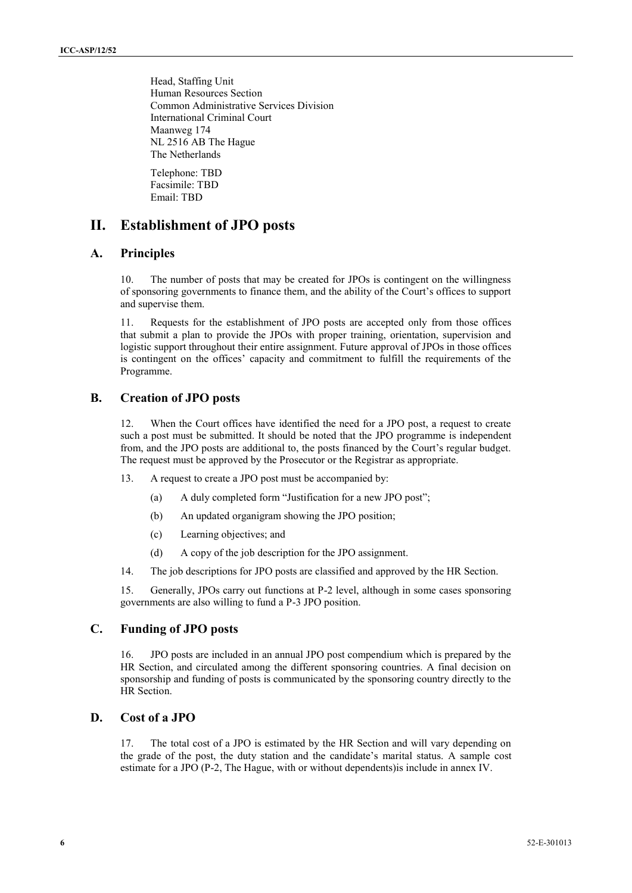Head, Staffing Unit
Human Resources Section
Common Administrative Services Division
International Criminal Court
Maanweg 174
NL 2516 AB The Hague
The Netherlands

Telephone: TBD
Facsimile: TBD
Email: TBD

# II. Establishment of JPO posts

## A. Principles

10. The number of posts that may be created for JPOs is contingent on the willingness of sponsoring governments to finance them, and the ability of the Court's offices to support and supervise them.

11. Requests for the establishment of JPO posts are accepted only from those offices that submit a plan to provide the JPOs with proper training, orientation, supervision and logistic support throughout their entire assignment. Future approval of JPOs in those offices is contingent on the offices' capacity and commitment to fulfill the requirements of the Programme.

## B. Creation of JPO posts

12. When the Court offices have identified the need for a JPO post, a request to create such a post must be submitted. It should be noted that the JPO programme is independent from, and the JPO posts are additional to, the posts financed by the Court's regular budget. The request must be approved by the Prosecutor or the Registrar as appropriate.

13. A request to create a JPO post must be accompanied by:

(a) A duly completed form "Justification for a new JPO post";

(b) An updated organigram showing the JPO position;

(c) Learning objectives; and

(d) A copy of the job description for the JPO assignment.

14. The job descriptions for JPO posts are classified and approved by the HR Section.

15. Generally, JPOs carry out functions at P-2 level, although in some cases sponsoring governments are also willing to fund a P-3 JPO position.

## C. Funding of JPO posts

16. JPO posts are included in an annual JPO post compendium which is prepared by the HR Section, and circulated among the different sponsoring countries. A final decision on sponsorship and funding of posts is communicated by the sponsoring country directly to the HR Section.

## D. Cost of a JPO

17. The total cost of a JPO is estimated by the HR Section and will vary depending on the grade of the post, the duty station and the candidate's marital status. A sample cost estimate for a JPO (P-2, The Hague, with or without dependents)is include in annex IV.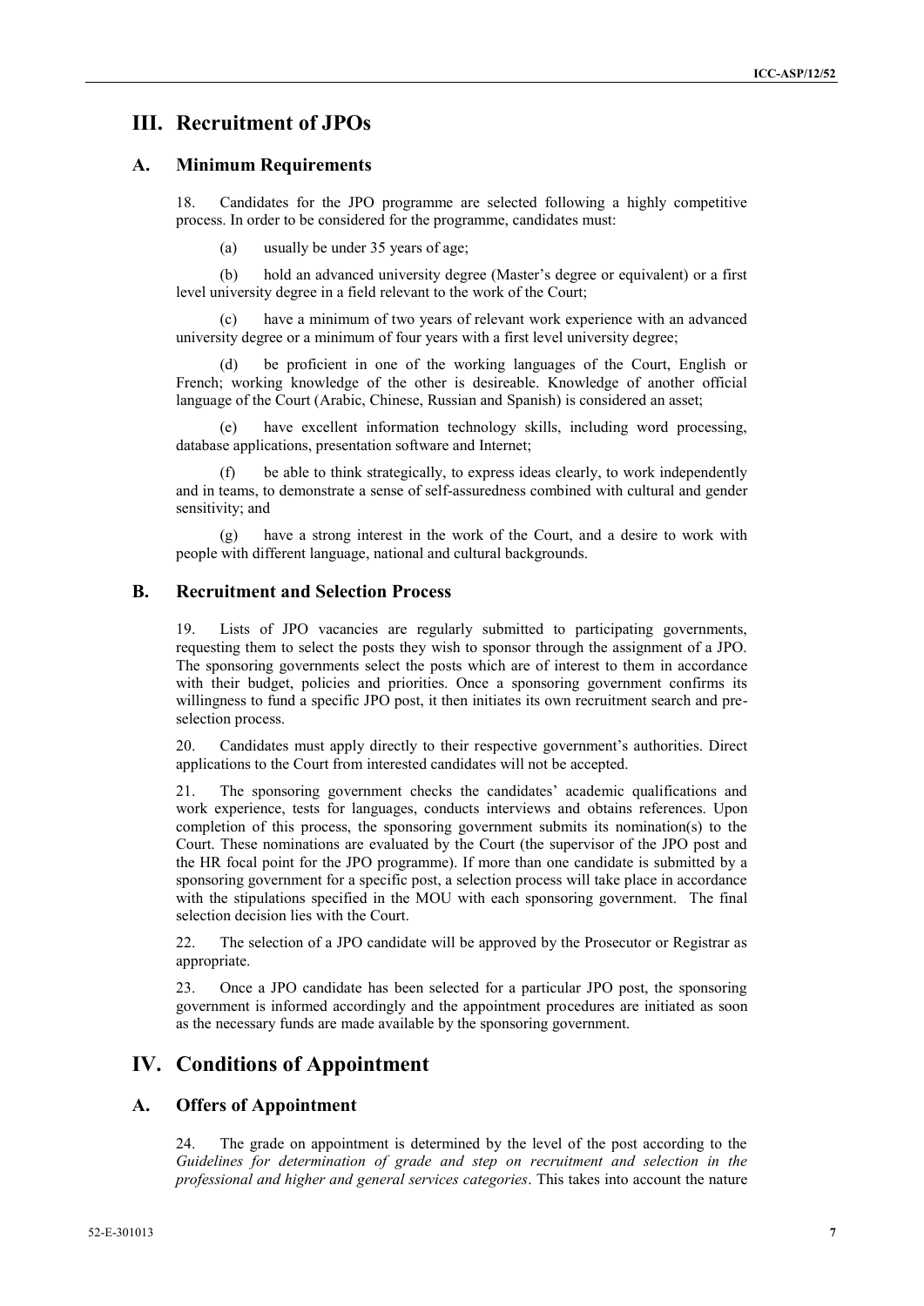# III. Recruitment of JPOs

## A. Minimum Requirements

18. Candidates for the JPO programme are selected following a highly competitive process. In order to be considered for the programme, candidates must:

(a) usually be under 35 years of age;

(b) hold an advanced university degree (Master's degree or equivalent) or a first level university degree in a field relevant to the work of the Court;

(c) have a minimum of two years of relevant work experience with an advanced university degree or a minimum of four years with a first level university degree;

(d) be proficient in one of the working languages of the Court, English or French; working knowledge of the other is desireable. Knowledge of another official language of the Court (Arabic, Chinese, Russian and Spanish) is considered an asset;

(e) have excellent information technology skills, including word processing, database applications, presentation software and Internet;

(f) be able to think strategically, to express ideas clearly, to work independently and in teams, to demonstrate a sense of self-assuredness combined with cultural and gender sensitivity; and

(g) have a strong interest in the work of the Court, and a desire to work with people with different language, national and cultural backgrounds.

## B. Recruitment and Selection Process

19. Lists of JPO vacancies are regularly submitted to participating governments, requesting them to select the posts they wish to sponsor through the assignment of a JPO. The sponsoring governments select the posts which are of interest to them in accordance with their budget, policies and priorities. Once a sponsoring government confirms its willingness to fund a specific JPO post, it then initiates its own recruitment search and pre-selection process.

20. Candidates must apply directly to their respective government's authorities. Direct applications to the Court from interested candidates will not be accepted.

21. The sponsoring government checks the candidates' academic qualifications and work experience, tests for languages, conducts interviews and obtains references. Upon completion of this process, the sponsoring government submits its nomination(s) to the Court. These nominations are evaluated by the Court (the supervisor of the JPO post and the HR focal point for the JPO programme). If more than one candidate is submitted by a sponsoring government for a specific post, a selection process will take place in accordance with the stipulations specified in the MOU with each sponsoring government. The final selection decision lies with the Court.

22. The selection of a JPO candidate will be approved by the Prosecutor or Registrar as appropriate.

23. Once a JPO candidate has been selected for a particular JPO post, the sponsoring government is informed accordingly and the appointment procedures are initiated as soon as the necessary funds are made available by the sponsoring government.

# IV. Conditions of Appointment

## A. Offers of Appointment

24. The grade on appointment is determined by the level of the post according to the *Guidelines for determination of grade and step on recruitment and selection in the professional and higher and general services categories*. This takes into account the nature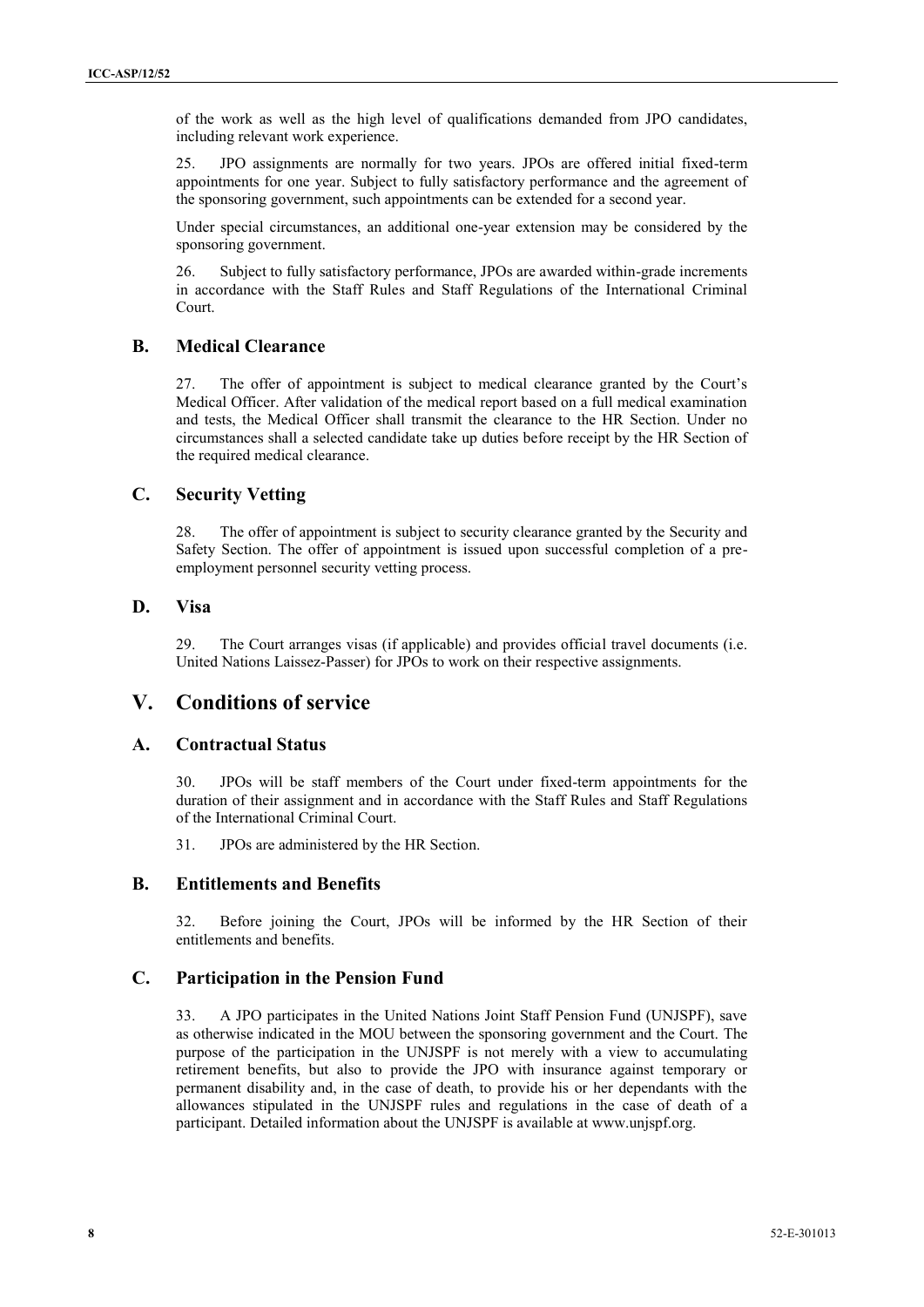of the work as well as the high level of qualifications demanded from JPO candidates, including relevant work experience.

25. JPO assignments are normally for two years. JPOs are offered initial fixed-term appointments for one year. Subject to fully satisfactory performance and the agreement of the sponsoring government, such appointments can be extended for a second year.

Under special circumstances, an additional one-year extension may be considered by the sponsoring government.

26. Subject to fully satisfactory performance, JPOs are awarded within-grade increments in accordance with the Staff Rules and Staff Regulations of the International Criminal Court.

## B. Medical Clearance

27. The offer of appointment is subject to medical clearance granted by the Court's Medical Officer. After validation of the medical report based on a full medical examination and tests, the Medical Officer shall transmit the clearance to the HR Section. Under no circumstances shall a selected candidate take up duties before receipt by the HR Section of the required medical clearance.

## C. Security Vetting

28. The offer of appointment is subject to security clearance granted by the Security and Safety Section. The offer of appointment is issued upon successful completion of a pre-employment personnel security vetting process.

## D. Visa

29. The Court arranges visas (if applicable) and provides official travel documents (i.e. United Nations Laissez-Passer) for JPOs to work on their respective assignments.

# V. Conditions of service

## A. Contractual Status

30. JPOs will be staff members of the Court under fixed-term appointments for the duration of their assignment and in accordance with the Staff Rules and Staff Regulations of the International Criminal Court.

31. JPOs are administered by the HR Section.

## B. Entitlements and Benefits

32. Before joining the Court, JPOs will be informed by the HR Section of their entitlements and benefits.

## C. Participation in the Pension Fund

33. A JPO participates in the United Nations Joint Staff Pension Fund (UNJSPF), save as otherwise indicated in the MOU between the sponsoring government and the Court. The purpose of the participation in the UNJSPF is not merely with a view to accumulating retirement benefits, but also to provide the JPO with insurance against temporary or permanent disability and, in the case of death, to provide his or her dependants with the allowances stipulated in the UNJSPF rules and regulations in the case of death of a participant. Detailed information about the UNJSPF is available at www.unjspf.org.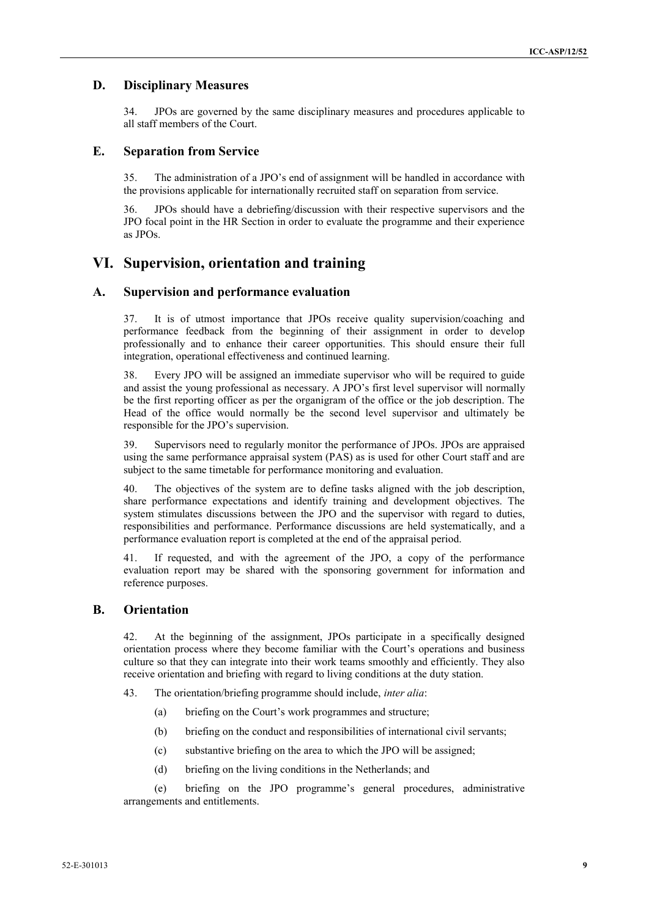### D. Disciplinary Measures

34. JPOs are governed by the same disciplinary measures and procedures applicable to all staff members of the Court.

### E. Separation from Service

35. The administration of a JPO's end of assignment will be handled in accordance with the provisions applicable for internationally recruited staff on separation from service.

36. JPOs should have a debriefing/discussion with their respective supervisors and the JPO focal point in the HR Section in order to evaluate the programme and their experience as JPOs.

## VI. Supervision, orientation and training

### A. Supervision and performance evaluation

37. It is of utmost importance that JPOs receive quality supervision/coaching and performance feedback from the beginning of their assignment in order to develop professionally and to enhance their career opportunities. This should ensure their full integration, operational effectiveness and continued learning.

38. Every JPO will be assigned an immediate supervisor who will be required to guide and assist the young professional as necessary. A JPO's first level supervisor will normally be the first reporting officer as per the organigram of the office or the job description. The Head of the office would normally be the second level supervisor and ultimately be responsible for the JPO's supervision.

39. Supervisors need to regularly monitor the performance of JPOs. JPOs are appraised using the same performance appraisal system (PAS) as is used for other Court staff and are subject to the same timetable for performance monitoring and evaluation.

40. The objectives of the system are to define tasks aligned with the job description, share performance expectations and identify training and development objectives. The system stimulates discussions between the JPO and the supervisor with regard to duties, responsibilities and performance. Performance discussions are held systematically, and a performance evaluation report is completed at the end of the appraisal period.

41. If requested, and with the agreement of the JPO, a copy of the performance evaluation report may be shared with the sponsoring government for information and reference purposes.

### B. Orientation

42. At the beginning of the assignment, JPOs participate in a specifically designed orientation process where they become familiar with the Court's operations and business culture so that they can integrate into their work teams smoothly and efficiently. They also receive orientation and briefing with regard to living conditions at the duty station.

43. The orientation/briefing programme should include, *inter alia*:

(a) briefing on the Court's work programmes and structure;

(b) briefing on the conduct and responsibilities of international civil servants;

(c) substantive briefing on the area to which the JPO will be assigned;

(d) briefing on the living conditions in the Netherlands; and

(e) briefing on the JPO programme's general procedures, administrative arrangements and entitlements.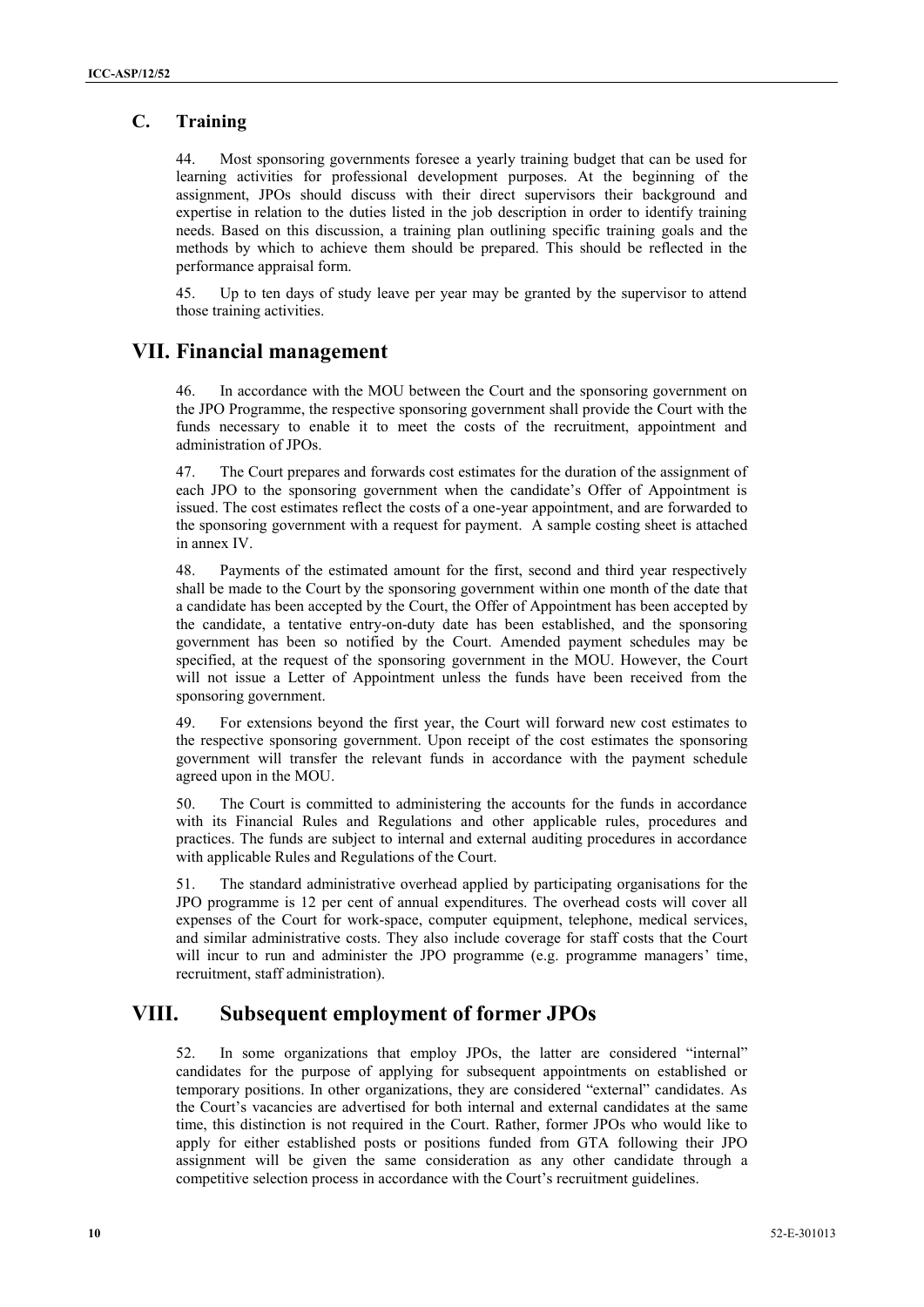## C. Training

44. Most sponsoring governments foresee a yearly training budget that can be used for learning activities for professional development purposes. At the beginning of the assignment, JPOs should discuss with their direct supervisors their background and expertise in relation to the duties listed in the job description in order to identify training needs. Based on this discussion, a training plan outlining specific training goals and the methods by which to achieve them should be prepared. This should be reflected in the performance appraisal form.

45. Up to ten days of study leave per year may be granted by the supervisor to attend those training activities.

# VII. Financial management

46. In accordance with the MOU between the Court and the sponsoring government on the JPO Programme, the respective sponsoring government shall provide the Court with the funds necessary to enable it to meet the costs of the recruitment, appointment and administration of JPOs.

47. The Court prepares and forwards cost estimates for the duration of the assignment of each JPO to the sponsoring government when the candidate's Offer of Appointment is issued. The cost estimates reflect the costs of a one-year appointment, and are forwarded to the sponsoring government with a request for payment. A sample costing sheet is attached in annex IV.

48. Payments of the estimated amount for the first, second and third year respectively shall be made to the Court by the sponsoring government within one month of the date that a candidate has been accepted by the Court, the Offer of Appointment has been accepted by the candidate, a tentative entry-on-duty date has been established, and the sponsoring government has been so notified by the Court. Amended payment schedules may be specified, at the request of the sponsoring government in the MOU. However, the Court will not issue a Letter of Appointment unless the funds have been received from the sponsoring government.

49. For extensions beyond the first year, the Court will forward new cost estimates to the respective sponsoring government. Upon receipt of the cost estimates the sponsoring government will transfer the relevant funds in accordance with the payment schedule agreed upon in the MOU.

50. The Court is committed to administering the accounts for the funds in accordance with its Financial Rules and Regulations and other applicable rules, procedures and practices. The funds are subject to internal and external auditing procedures in accordance with applicable Rules and Regulations of the Court.

51. The standard administrative overhead applied by participating organisations for the JPO programme is 12 per cent of annual expenditures. The overhead costs will cover all expenses of the Court for work-space, computer equipment, telephone, medical services, and similar administrative costs. They also include coverage for staff costs that the Court will incur to run and administer the JPO programme (e.g. programme managers' time, recruitment, staff administration).

# VIII. Subsequent employment of former JPOs

52. In some organizations that employ JPOs, the latter are considered "internal" candidates for the purpose of applying for subsequent appointments on established or temporary positions. In other organizations, they are considered "external" candidates. As the Court's vacancies are advertised for both internal and external candidates at the same time, this distinction is not required in the Court. Rather, former JPOs who would like to apply for either established posts or positions funded from GTA following their JPO assignment will be given the same consideration as any other candidate through a competitive selection process in accordance with the Court's recruitment guidelines.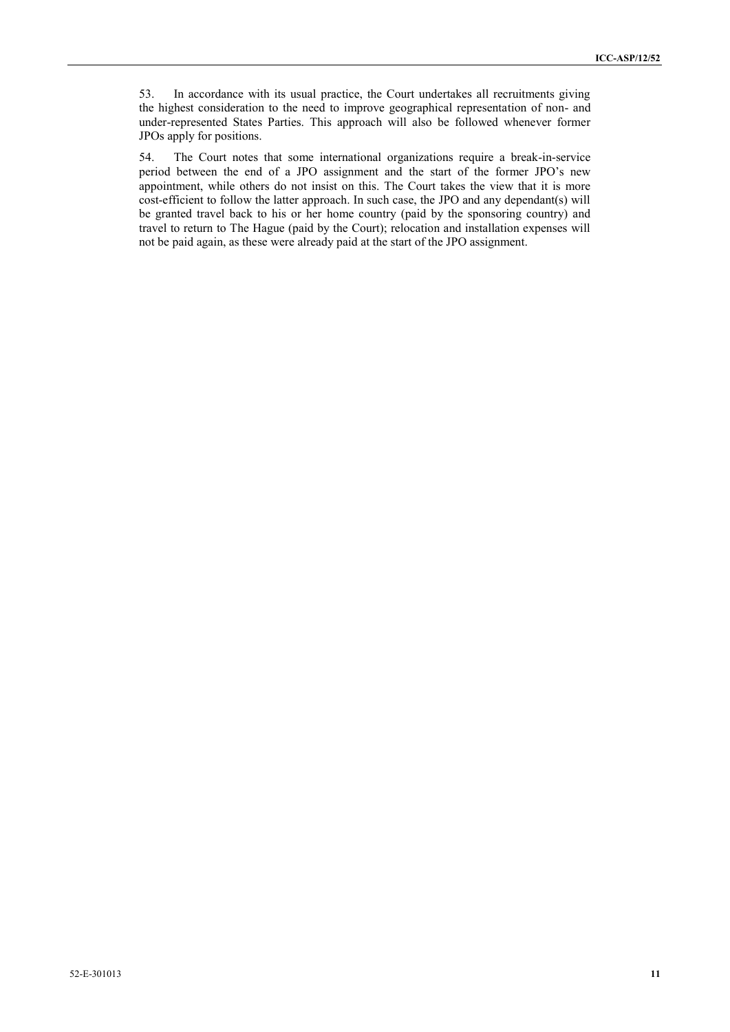53. In accordance with its usual practice, the Court undertakes all recruitments giving the highest consideration to the need to improve geographical representation of non- and under-represented States Parties. This approach will also be followed whenever former JPOs apply for positions.

54. The Court notes that some international organizations require a break-in-service period between the end of a JPO assignment and the start of the former JPO's new appointment, while others do not insist on this. The Court takes the view that it is more cost-efficient to follow the latter approach. In such case, the JPO and any dependant(s) will be granted travel back to his or her home country (paid by the sponsoring country) and travel to return to The Hague (paid by the Court); relocation and installation expenses will not be paid again, as these were already paid at the start of the JPO assignment.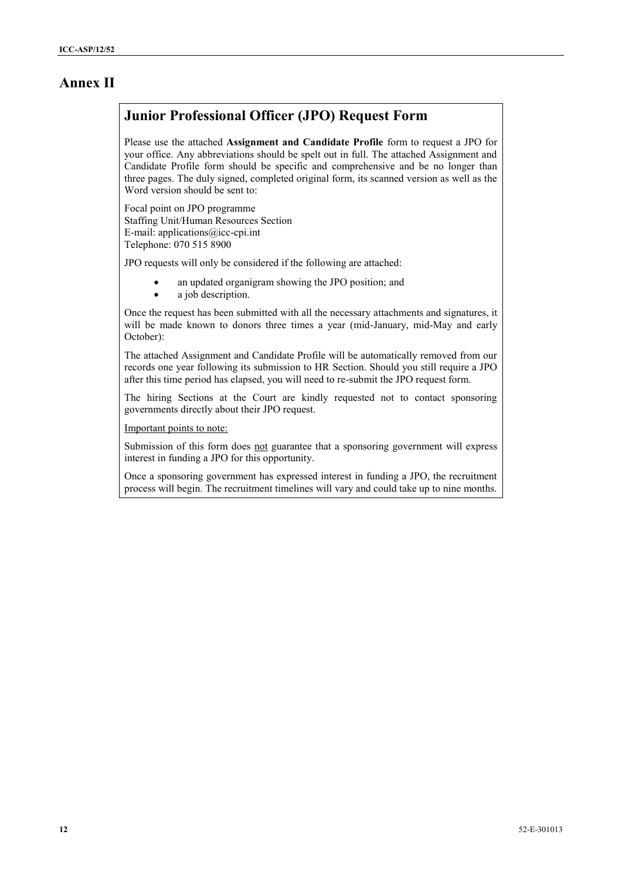# Annex II

## Junior Professional Officer (JPO) Request Form

Please use the attached **Assignment and Candidate Profile** form to request a JPO for your office. Any abbreviations should be spelt out in full. The attached Assignment and Candidate Profile form should be specific and comprehensive and be no longer than three pages. The duly signed, completed original form, its scanned version as well as the Word version should be sent to:

Focal point on JPO programme
Staffing Unit/Human Resources Section
E-mail: applications@icc-cpi.int
Telephone: 070 515 8900

JPO requests will only be considered if the following are attached:

- an updated organigram showing the JPO position; and
- a job description.

Once the request has been submitted with all the necessary attachments and signatures, it will be made known to donors three times a year (mid-January, mid-May and early October):

The attached Assignment and Candidate Profile will be automatically removed from our records one year following its submission to HR Section. Should you still require a JPO after this time period has elapsed, you will need to re-submit the JPO request form.

The hiring Sections at the Court are kindly requested not to contact sponsoring governments directly about their JPO request.

Important points to note:

Submission of this form does not guarantee that a sponsoring government will express interest in funding a JPO for this opportunity.

Once a sponsoring government has expressed interest in funding a JPO, the recruitment process will begin. The recruitment timelines will vary and could take up to nine months.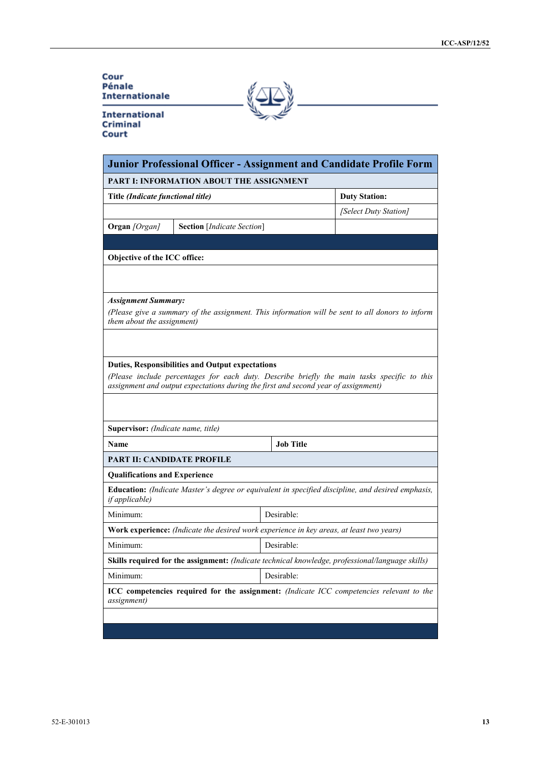Cour Pénale Internationale

International Criminal Court

| Junior Professional Officer - Assignment and Candidate Profile Form | | |
|---|---|---|
| **PART I: INFORMATION ABOUT THE ASSIGNMENT** | | |
| **Title** ***(Indicate functional title)*** | | **Duty Station:** |
| | | *[Select Duty Station]* |
| **Organ** *[Organ]* | **Section** [*Indicate Section*] | |
| | | |
| **Objective of the ICC office:** | | |
| | | |
| ***Assignment Summary:*** *(Please give a summary of the assignment. This information will be sent to all donors to inform them about the assignment)* | | |
| | | |
| **Duties, Responsibilities and Output expectations** *(Please include percentages for each duty. Describe briefly the main tasks specific to this assignment and output expectations during the first and second year of assignment)* | | |
| | | |
| **Supervisor:** *(Indicate name, title)* | | |
| **Name** | **Job Title** | |
| **PART II: CANDIDATE PROFILE** | | |
| **Qualifications and Experience** | | |
| **Education:** *(Indicate Master's degree or equivalent in specified discipline, and desired emphasis, if applicable)* | | |
| Minimum: | Desirable: | |
| **Work experience:** *(Indicate the desired work experience in key areas, at least two years)* | | |
| Minimum: | Desirable: | |
| **Skills required for the assignment:** *(Indicate technical knowledge, professional/language skills)* | | |
| Minimum: | Desirable: | |
| **ICC competencies required for the assignment:** *(Indicate ICC competencies relevant to the assignment)* | | |
| | | |
| | | |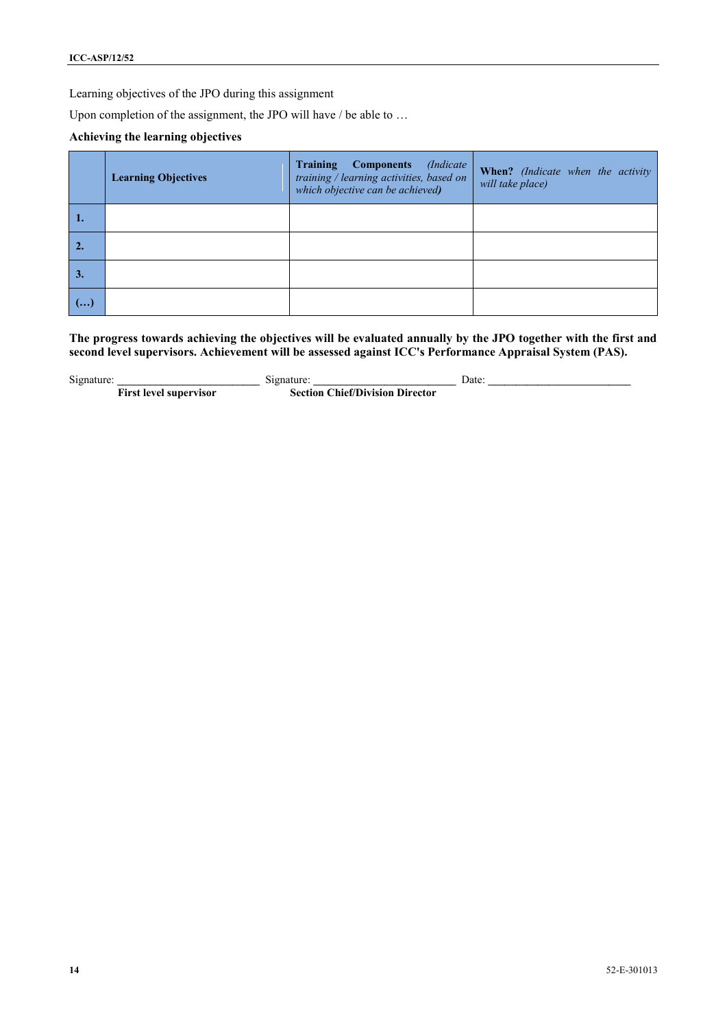Learning objectives of the JPO during this assignment

Upon completion of the assignment, the JPO will have / be able to …

**Achieving the learning objectives**

| | **Learning Objectives** | **Training Components** *(Indicate training / learning activities, based on which objective can be achieved)* | **When?** *(Indicate when the activity will take place)* |
|---|---|---|---|
| **1.** | | | |
| **2.** | | | |
| **3.** | | | |
| **(…)** | | | |

**The progress towards achieving the objectives will be evaluated annually by the JPO together with the first and second level supervisors. Achievement will be assessed against ICC's Performance Appraisal System (PAS).**

Signature: _________________________ Signature: _________________________ Date: _________________________

**First level supervisor** **Section Chief/Division Director**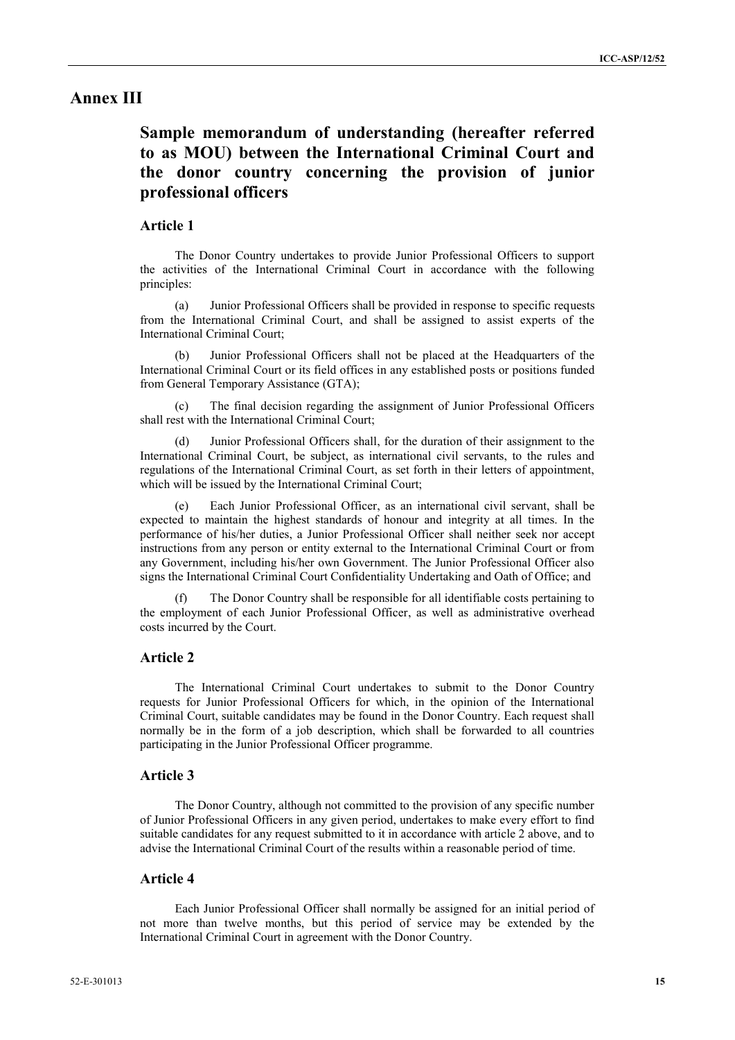# Annex III

## Sample memorandum of understanding (hereafter referred to as MOU) between the International Criminal Court and the donor country concerning the provision of junior professional officers

### Article 1

The Donor Country undertakes to provide Junior Professional Officers to support the activities of the International Criminal Court in accordance with the following principles:

(a) Junior Professional Officers shall be provided in response to specific requests from the International Criminal Court, and shall be assigned to assist experts of the International Criminal Court;

(b) Junior Professional Officers shall not be placed at the Headquarters of the International Criminal Court or its field offices in any established posts or positions funded from General Temporary Assistance (GTA);

(c) The final decision regarding the assignment of Junior Professional Officers shall rest with the International Criminal Court;

(d) Junior Professional Officers shall, for the duration of their assignment to the International Criminal Court, be subject, as international civil servants, to the rules and regulations of the International Criminal Court, as set forth in their letters of appointment, which will be issued by the International Criminal Court;

(e) Each Junior Professional Officer, as an international civil servant, shall be expected to maintain the highest standards of honour and integrity at all times. In the performance of his/her duties, a Junior Professional Officer shall neither seek nor accept instructions from any person or entity external to the International Criminal Court or from any Government, including his/her own Government. The Junior Professional Officer also signs the International Criminal Court Confidentiality Undertaking and Oath of Office; and

(f) The Donor Country shall be responsible for all identifiable costs pertaining to the employment of each Junior Professional Officer, as well as administrative overhead costs incurred by the Court.

### Article 2

The International Criminal Court undertakes to submit to the Donor Country requests for Junior Professional Officers for which, in the opinion of the International Criminal Court, suitable candidates may be found in the Donor Country. Each request shall normally be in the form of a job description, which shall be forwarded to all countries participating in the Junior Professional Officer programme.

### Article 3

The Donor Country, although not committed to the provision of any specific number of Junior Professional Officers in any given period, undertakes to make every effort to find suitable candidates for any request submitted to it in accordance with article 2 above, and to advise the International Criminal Court of the results within a reasonable period of time.

### Article 4

Each Junior Professional Officer shall normally be assigned for an initial period of not more than twelve months, but this period of service may be extended by the International Criminal Court in agreement with the Donor Country.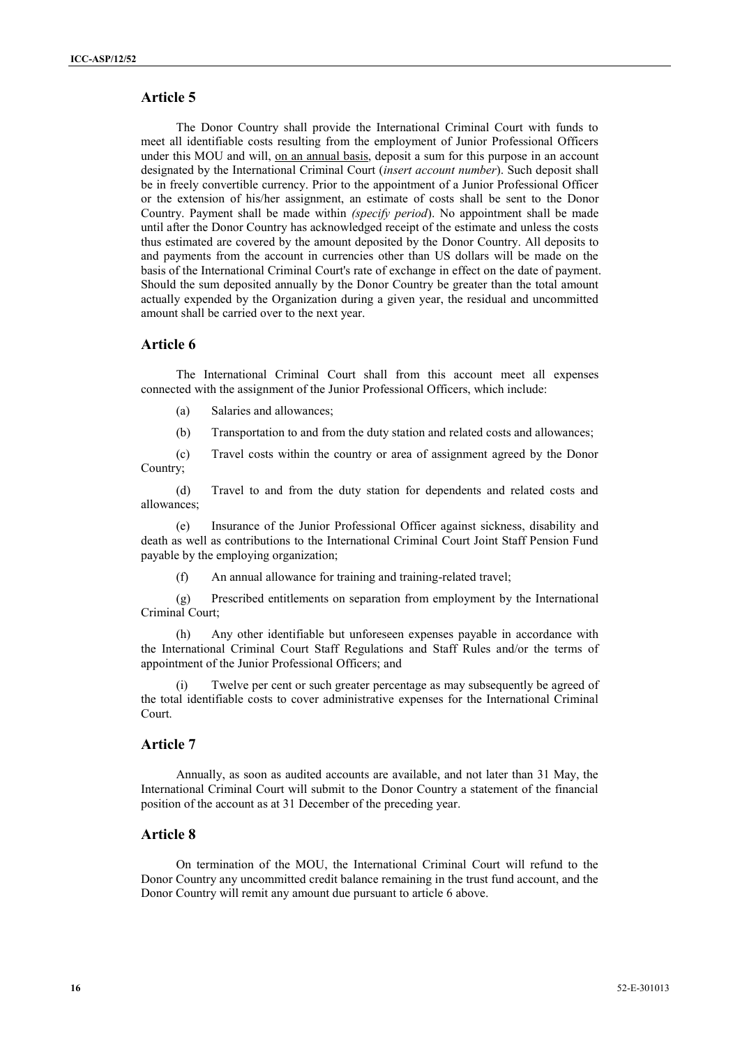## Article 5

The Donor Country shall provide the International Criminal Court with funds to meet all identifiable costs resulting from the employment of Junior Professional Officers under this MOU and will, on an annual basis, deposit a sum for this purpose in an account designated by the International Criminal Court (*insert account number*). Such deposit shall be in freely convertible currency. Prior to the appointment of a Junior Professional Officer or the extension of his/her assignment, an estimate of costs shall be sent to the Donor Country. Payment shall be made within *(specify period*). No appointment shall be made until after the Donor Country has acknowledged receipt of the estimate and unless the costs thus estimated are covered by the amount deposited by the Donor Country. All deposits to and payments from the account in currencies other than US dollars will be made on the basis of the International Criminal Court's rate of exchange in effect on the date of payment. Should the sum deposited annually by the Donor Country be greater than the total amount actually expended by the Organization during a given year, the residual and uncommitted amount shall be carried over to the next year.

## Article 6

The International Criminal Court shall from this account meet all expenses connected with the assignment of the Junior Professional Officers, which include:

(a) Salaries and allowances;

(b) Transportation to and from the duty station and related costs and allowances;

(c) Travel costs within the country or area of assignment agreed by the Donor Country;

(d) Travel to and from the duty station for dependents and related costs and allowances;

(e) Insurance of the Junior Professional Officer against sickness, disability and death as well as contributions to the International Criminal Court Joint Staff Pension Fund payable by the employing organization;

(f) An annual allowance for training and training-related travel;

(g) Prescribed entitlements on separation from employment by the International Criminal Court;

(h) Any other identifiable but unforeseen expenses payable in accordance with the International Criminal Court Staff Regulations and Staff Rules and/or the terms of appointment of the Junior Professional Officers; and

(i) Twelve per cent or such greater percentage as may subsequently be agreed of the total identifiable costs to cover administrative expenses for the International Criminal Court.

## Article 7

Annually, as soon as audited accounts are available, and not later than 31 May, the International Criminal Court will submit to the Donor Country a statement of the financial position of the account as at 31 December of the preceding year.

## Article 8

On termination of the MOU, the International Criminal Court will refund to the Donor Country any uncommitted credit balance remaining in the trust fund account, and the Donor Country will remit any amount due pursuant to article 6 above.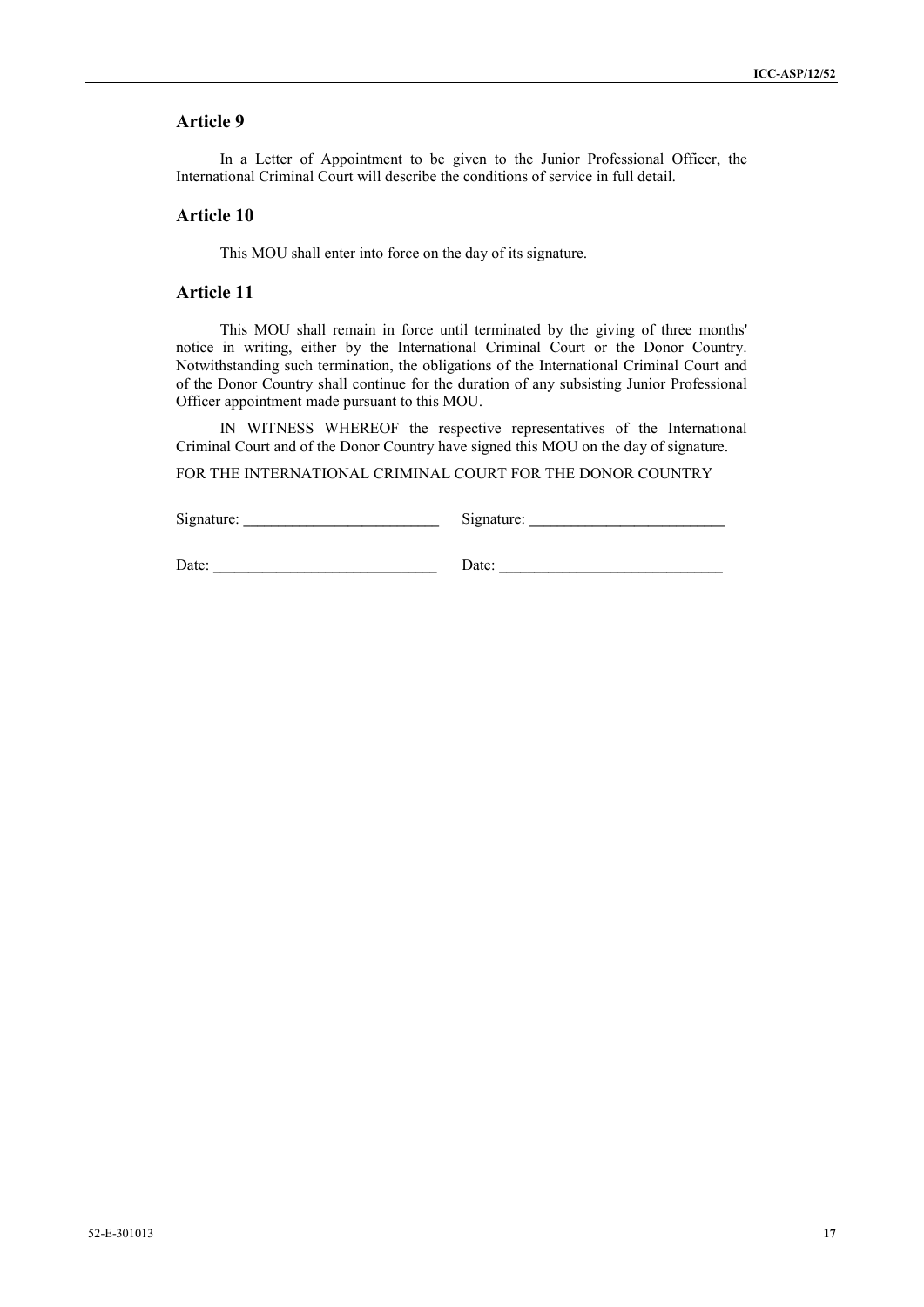## Article 9

In a Letter of Appointment to be given to the Junior Professional Officer, the International Criminal Court will describe the conditions of service in full detail.

## Article 10

This MOU shall enter into force on the day of its signature.

## Article 11

This MOU shall remain in force until terminated by the giving of three months' notice in writing, either by the International Criminal Court or the Donor Country. Notwithstanding such termination, the obligations of the International Criminal Court and of the Donor Country shall continue for the duration of any subsisting Junior Professional Officer appointment made pursuant to this MOU.

IN WITNESS WHEREOF the respective representatives of the International Criminal Court and of the Donor Country have signed this MOU on the day of signature.

FOR THE INTERNATIONAL CRIMINAL COURT FOR THE DONOR COUNTRY

Signature: __________________________ Signature: __________________________

Date: ______________________________ Date: ______________________________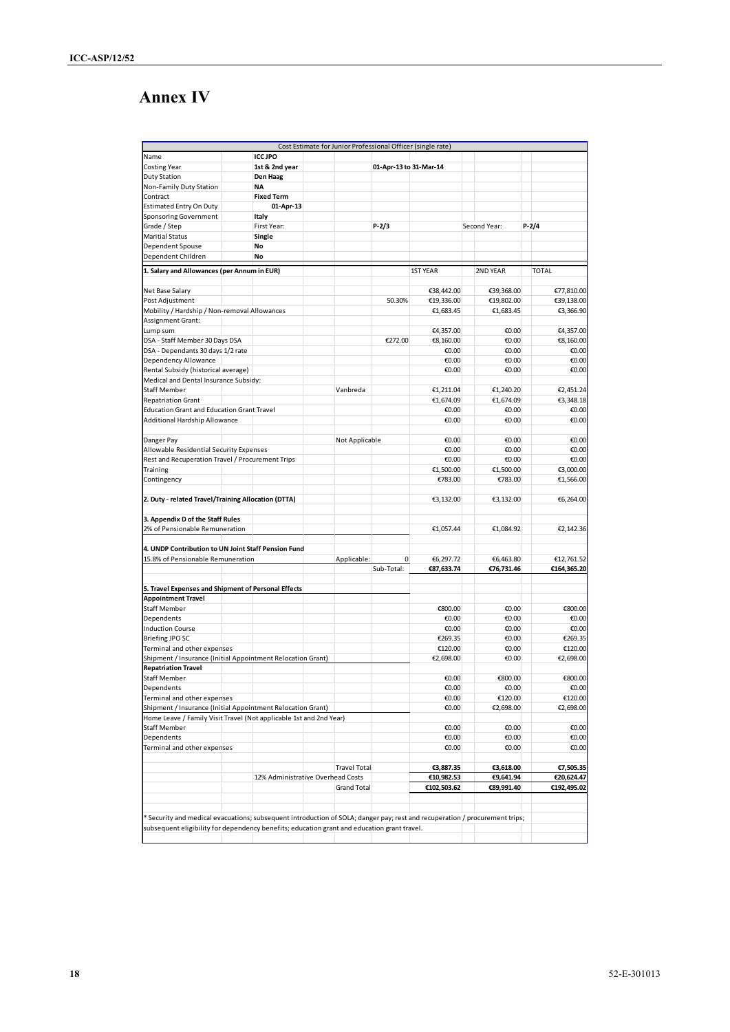# Annex IV

| Cost Estimate for Junior Professional Officer (single rate) | | | | | |
|---|---|---|---|---|---|
| Name | ICC JPO | | | | |
| Costing Year | 1st & 2nd year | 01-Apr-13 to 31-Mar-14 | | | |
| Duty Station | Den Haag | | | | |
| Non-Family Duty Station | NA | | | | |
| Contract | Fixed Term | | | | |
| Estimated Entry On Duty | 01-Apr-13 | | | | |
| Sponsoring Government | Italy | | | | |
| Grade / Step | First Year: | P-2/3 | | Second Year: | P-2/4 |
| Maritial Status | Single | | | | |
| Dependent Spouse | No | | | | |
| Dependent Children | No | | | | |
| **1. Salary and Allowances (per Annum in EUR)** | | | 1ST YEAR | 2ND YEAR | TOTAL |
| Net Base Salary | | | €38,442.00 | €39,368.00 | €77,810.00 |
| Post Adjustment | | 50.30% | €19,336.00 | €19,802.00 | €39,138.00 |
| Mobility / Hardship / Non-removal Allowances | | | €1,683.45 | €1,683.45 | €3,366.90 |
| Assignment Grant: | | | | | |
| Lump sum | | | €4,357.00 | €0.00 | €4,357.00 |
| DSA - Staff Member 30 Days DSA | | €272.00 | €8,160.00 | €0.00 | €8,160.00 |
| DSA - Dependants 30 days 1/2 rate | | | €0.00 | €0.00 | €0.00 |
| Dependency Allowance | | | €0.00 | €0.00 | €0.00 |
| Rental Subsidy (historical average) | | | €0.00 | €0.00 | €0.00 |
| Medical and Dental Insurance Subsidy: | | | | | |
| Staff Member | Vanbreda | | €1,211.04 | €1,240.20 | €2,451.24 |
| Repatriation Grant | | | €1,674.09 | €1,674.09 | €3,348.18 |
| Education Grant and Education Grant Travel | | | €0.00 | €0.00 | €0.00 |
| Additional Hardship Allowance | | | €0.00 | €0.00 | €0.00 |
| Danger Pay | Not Applicable | | €0.00 | €0.00 | €0.00 |
| Allowable Residential Security Expenses | | | €0.00 | €0.00 | €0.00 |
| Rest and Recuperation Travel / Procurement Trips | | | €0.00 | €0.00 | €0.00 |
| Training | | | €1,500.00 | €1,500.00 | €3,000.00 |
| Contingency | | | €783.00 | €783.00 | €1,566.00 |
| **2. Duty - related Travel/Training Allocation (DTTA)** | | | €3,132.00 | €3,132.00 | €6,264.00 |
| **3. Appendix D of the Staff Rules** | | | | | |
| 2% of Pensionable Remuneration | | | €1,057.44 | €1,084.92 | €2,142.36 |
| **4. UNDP Contribution to UN Joint Staff Pension Fund** | | | | | |
| 15.8% of Pensionable Remuneration | Applicable: | 0 | €6,297.72 | €6,463.80 | €12,761.52 |
| | | Sub-Total: | **€87,633.74** | **€76,731.46** | **€164,365.20** |
| **5. Travel Expenses and Shipment of Personal Effects** | | | | | |
| **Appointment Travel** | | | | | |
| Staff Member | | | €800.00 | €0.00 | €800.00 |
| Dependents | | | €0.00 | €0.00 | €0.00 |
| Induction Course | | | €0.00 | €0.00 | €0.00 |
| Briefing JPO SC | | | €269.35 | €0.00 | €269.35 |
| Terminal and other expenses | | | €120.00 | €0.00 | €120.00 |
| Shipment / Insurance (Initial Appointment Relocation Grant) | | | €2,698.00 | €0.00 | €2,698.00 |
| **Repatriation Travel** | | | | | |
| Staff Member | | | €0.00 | €800.00 | €800.00 |
| Dependents | | | €0.00 | €0.00 | €0.00 |
| Terminal and other expenses | | | €0.00 | €120.00 | €120.00 |
| Shipment / Insurance (Initial Appointment Relocation Grant) | | | €0.00 | €2,698.00 | €2,698.00 |
| Home Leave / Family Visit Travel (Not applicable 1st and 2nd Year) | | | | | |
| Staff Member | | | €0.00 | €0.00 | €0.00 |
| Dependents | | | €0.00 | €0.00 | €0.00 |
| Terminal and other expenses | | | €0.00 | €0.00 | €0.00 |
| | Travel Total | | **€3,887.35** | **€3,618.00** | **€7,505.35** |
| 12% Administrative Overhead Costs | | | **€10,982.53** | **€9,641.94** | **€20,624.47** |
| | Grand Total | | **€102,503.62** | **€89,991.40** | **€192,495.02** |

\* Security and medical evacuations; subsequent introduction of SOLA; danger pay; rest and recuperation / procurement trips; subsequent eligibility for dependency benefits; education grant and education grant travel.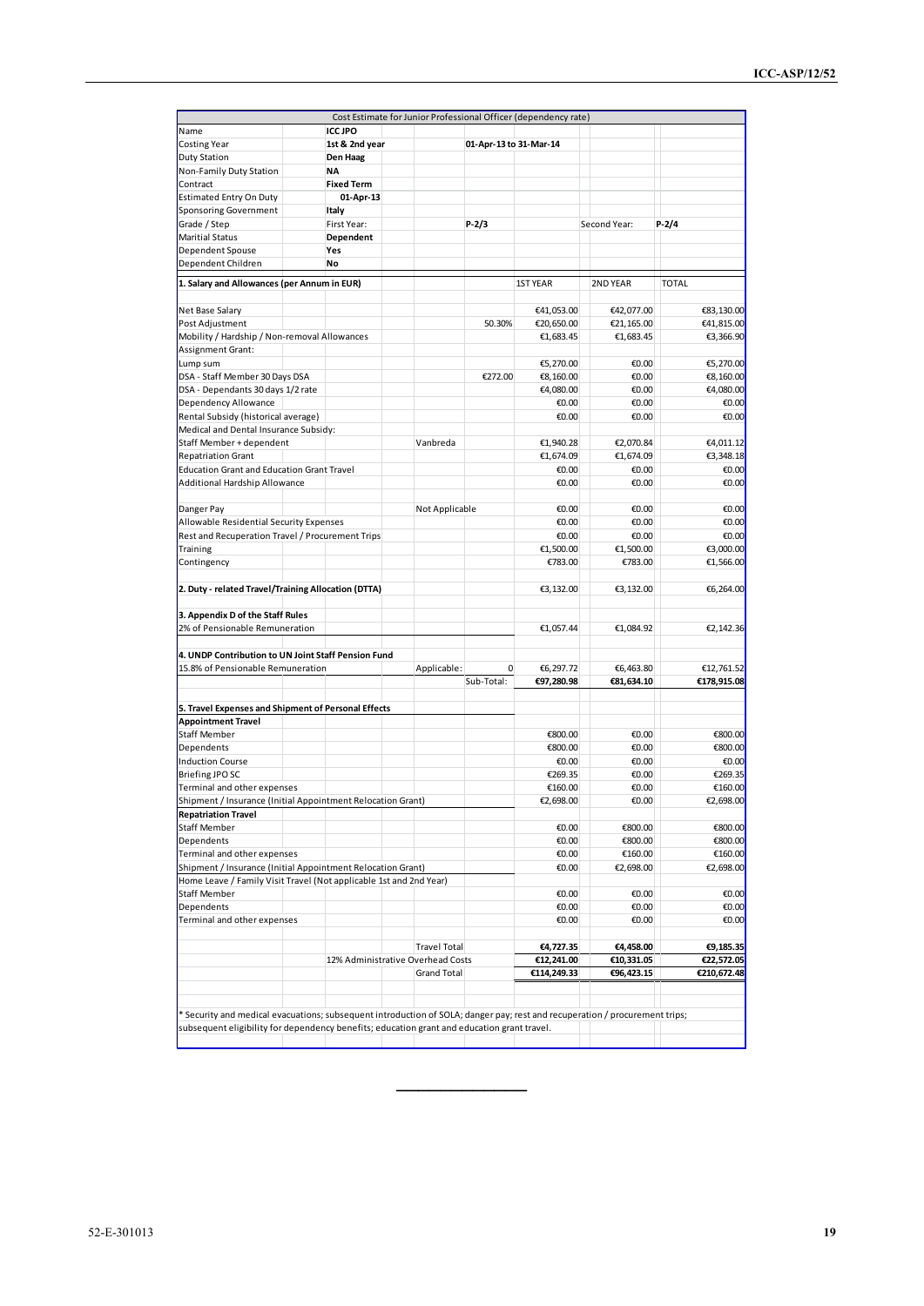| Cost Estimate for Junior Professional Officer (dependency rate) | | | | | | |
|---|---|---|---|---|---|---|
| Name | ICC JPO | | | | | |
| Costing Year | 1st & 2nd year | | 01-Apr-13 to 31-Mar-14 | | | |
| Duty Station | Den Haag | | | | | |
| Non-Family Duty Station | NA | | | | | |
| Contract | Fixed Term | | | | | |
| Estimated Entry On Duty | 01-Apr-13 | | | | | |
| Sponsoring Government | Italy | | | | | |
| Grade / Step | First Year: | | P-2/3 | | Second Year: | P-2/4 |
| Maritial Status | Dependent | | | | | |
| Dependent Spouse | Yes | | | | | |
| Dependent Children | No | | | | | |
| 1. Salary and Allowances (per Annum in EUR) | | | | 1ST YEAR | 2ND YEAR | TOTAL |
| Net Base Salary | | | | €41,053.00 | €42,077.00 | €83,130.00 |
| Post Adjustment | | | 50.30% | €20,650.00 | €21,165.00 | €41,815.00 |
| Mobility / Hardship / Non-removal Allowances | | | | €1,683.45 | €1,683.45 | €3,366.90 |
| Assignment Grant: | | | | | | |
| Lump sum | | | | €5,270.00 | €0.00 | €5,270.00 |
| DSA - Staff Member 30 Days DSA | | | €272.00 | €8,160.00 | €0.00 | €8,160.00 |
| DSA - Dependants 30 days 1/2 rate | | | | €4,080.00 | €0.00 | €4,080.00 |
| Dependency Allowance | | | | €0.00 | €0.00 | €0.00 |
| Rental Subsidy (historical average) | | | | €0.00 | €0.00 | €0.00 |
| Medical and Dental Insurance Subsidy: | | | | | | |
| Staff Member + dependent | | Vanbreda | | €1,940.28 | €2,070.84 | €4,011.12 |
| Repatriation Grant | | | | €1,674.09 | €1,674.09 | €3,348.18 |
| Education Grant and Education Grant Travel | | | | €0.00 | €0.00 | €0.00 |
| Additional Hardship Allowance | | | | €0.00 | €0.00 | €0.00 |
| Danger Pay | | Not Applicable | | €0.00 | €0.00 | €0.00 |
| Allowable Residential Security Expenses | | | | €0.00 | €0.00 | €0.00 |
| Rest and Recuperation Travel / Procurement Trips | | | | €0.00 | €0.00 | €0.00 |
| Training | | | | €1,500.00 | €1,500.00 | €3,000.00 |
| Contingency | | | | €783.00 | €783.00 | €1,566.00 |
| 2. Duty - related Travel/Training Allocation (DTTA) | | | | €3,132.00 | €3,132.00 | €6,264.00 |
| 3. Appendix D of the Staff Rules | | | | | | |
| 2% of Pensionable Remuneration | | | | €1,057.44 | €1,084.92 | €2,142.36 |
| 4. UNDP Contribution to UN Joint Staff Pension Fund | | | | | | |
| 15.8% of Pensionable Remuneration | | Applicable: | 0 | €6,297.72 | €6,463.80 | €12,761.52 |
| | | | Sub-Total: | €97,280.98 | €81,634.10 | €178,915.08 |
| 5. Travel Expenses and Shipment of Personal Effects | | | | | | |
| Appointment Travel | | | | | | |
| Staff Member | | | | €800.00 | €0.00 | €800.00 |
| Dependents | | | | €800.00 | €0.00 | €800.00 |
| Induction Course | | | | €0.00 | €0.00 | €0.00 |
| Briefing JPO SC | | | | €269.35 | €0.00 | €269.35 |
| Terminal and other expenses | | | | €160.00 | €0.00 | €160.00 |
| Shipment / Insurance (Initial Appointment Relocation Grant) | | | | €2,698.00 | €0.00 | €2,698.00 |
| Repatriation Travel | | | | | | |
| Staff Member | | | | €0.00 | €800.00 | €800.00 |
| Dependents | | | | €0.00 | €800.00 | €800.00 |
| Terminal and other expenses | | | | €0.00 | €160.00 | €160.00 |
| Shipment / Insurance (Initial Appointment Relocation Grant) | | | | €0.00 | €2,698.00 | €2,698.00 |
| Home Leave / Family Visit Travel (Not applicable 1st and 2nd Year) | | | | | | |
| Staff Member | | | | €0.00 | €0.00 | €0.00 |
| Dependents | | | | €0.00 | €0.00 | €0.00 |
| Terminal and other expenses | | | | €0.00 | €0.00 | €0.00 |
| | | Travel Total | | €4,727.35 | €4,458.00 | €9,185.35 |
| | 12% Administrative Overhead Costs | | | €12,241.00 | €10,331.05 | €22,572.05 |
| | | Grand Total | | €114,249.33 | €96,423.15 | €210,672.48 |

\* Security and medical evacuations; subsequent introduction of SOLA; danger pay; rest and recuperation / procurement trips; subsequent eligibility for dependency benefits; education grant and education grant travel.

---